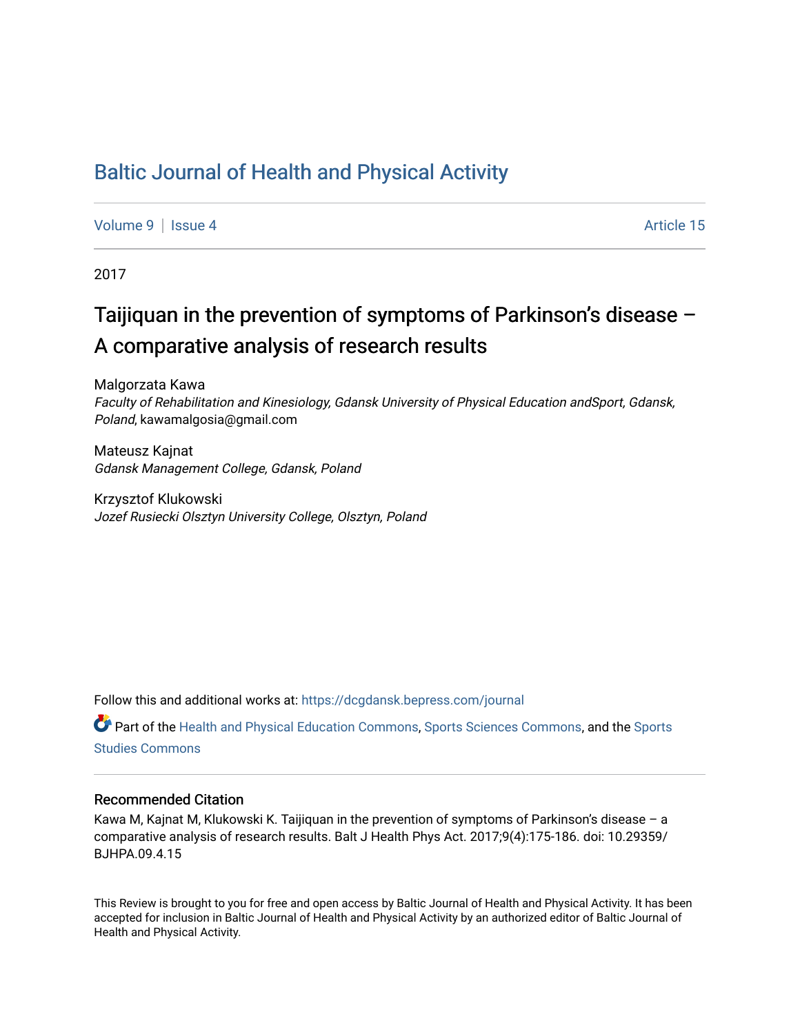# Baltic Journal of Health and Physical Activity

Volume 9 | Issue 4 Article 15

2017

## Taijiquan in the prevention of symptoms of Parkinson's disease – A comparative analysis of research results

Malgorzata Kawa
*Faculty of Rehabilitation and Kinesiology, Gdansk University of Physical Education andSport, Gdansk, Poland*, kawamalgosia@gmail.com

Mateusz Kajnat
*Gdansk Management College, Gdansk, Poland*

Krzysztof Klukowski
*Jozef Rusiecki Olsztyn University College, Olsztyn, Poland*

Follow this and additional works at: https://dcgdansk.bepress.com/journal

Part of the Health and Physical Education Commons, Sports Sciences Commons, and the Sports Studies Commons

### Recommended Citation

Kawa M, Kajnat M, Klukowski K. Taijiquan in the prevention of symptoms of Parkinson's disease – a comparative analysis of research results. Balt J Health Phys Act. 2017;9(4):175-186. doi: 10.29359/BJHPA.09.4.15

This Review is brought to you for free and open access by Baltic Journal of Health and Physical Activity. It has been accepted for inclusion in Baltic Journal of Health and Physical Activity by an authorized editor of Baltic Journal of Health and Physical Activity.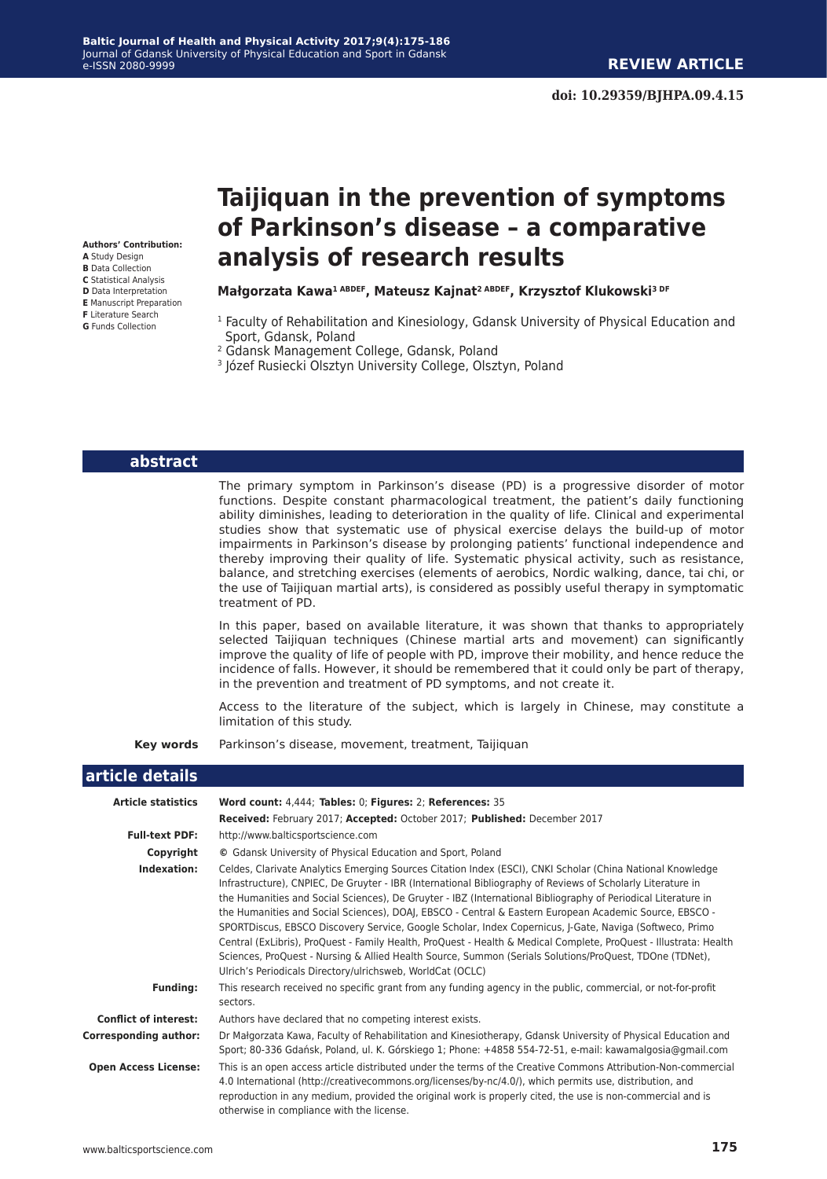**REVIEW ARTICLE**

**doi: 10.29359/BJHPA.09.4.15**

# Taijiquan in the prevention of symptoms of Parkinson's disease – a comparative analysis of research results

**Authors' Contribution:**
**A** Study Design
**B** Data Collection
**C** Statistical Analysis
**D** Data Interpretation
**E** Manuscript Preparation
**F** Literature Search
**G** Funds Collection

**Małgorzata Kawa[1 ABDEF], Mateusz Kajnat[2 ABDEF], Krzysztof Klukowski[3 DF]**

[1] Faculty of Rehabilitation and Kinesiology, Gdansk University of Physical Education and Sport, Gdansk, Poland
[2] Gdansk Management College, Gdansk, Poland
[3] Józef Rusiecki Olsztyn University College, Olsztyn, Poland

## abstract

The primary symptom in Parkinson's disease (PD) is a progressive disorder of motor functions. Despite constant pharmacological treatment, the patient's daily functioning ability diminishes, leading to deterioration in the quality of life. Clinical and experimental studies show that systematic use of physical exercise delays the build-up of motor impairments in Parkinson's disease by prolonging patients' functional independence and thereby improving their quality of life. Systematic physical activity, such as resistance, balance, and stretching exercises (elements of aerobics, Nordic walking, dance, tai chi, or the use of Taijiquan martial arts), is considered as possibly useful therapy in symptomatic treatment of PD.

In this paper, based on available literature, it was shown that thanks to appropriately selected Taijiquan techniques (Chinese martial arts and movement) can significantly improve the quality of life of people with PD, improve their mobility, and hence reduce the incidence of falls. However, it should be remembered that it could only be part of therapy, in the prevention and treatment of PD symptoms, and not create it.

Access to the literature of the subject, which is largely in Chinese, may constitute a limitation of this study.

**Key words** Parkinson's disease, movement, treatment, Taijiquan

## article details

| | |
|---|---|
| **Article statistics** | **Word count:** 4,444; **Tables:** 0; **Figures:** 2; **References:** 35 |
| | **Received:** February 2017; **Accepted:** October 2017; **Published:** December 2017 |
| **Full-text PDF:** | http://www.balticsportscience.com |
| **Copyright** | © Gdansk University of Physical Education and Sport, Poland |
| **Indexation:** | Celdes, Clarivate Analytics Emerging Sources Citation Index (ESCI), CNKI Scholar (China National Knowledge Infrastructure), CNPIEC, De Gruyter - IBR (International Bibliography of Reviews of Scholarly Literature in the Humanities and Social Sciences), De Gruyter - IBZ (International Bibliography of Periodical Literature in the Humanities and Social Sciences), DOAJ, EBSCO - Central & Eastern European Academic Source, EBSCO - SPORTDiscus, EBSCO Discovery Service, Google Scholar, Index Copernicus, J-Gate, Naviga (Softweco, Primo Central (ExLibris), ProQuest - Family Health, ProQuest - Health & Medical Complete, ProQuest - Illustrata: Health Sciences, ProQuest - Nursing & Allied Health Source, Summon (Serials Solutions/ProQuest, TDOne (TDNet), Ulrich's Periodicals Directory/ulrichsweb, WorldCat (OCLC) |
| **Funding:** | This research received no specific grant from any funding agency in the public, commercial, or not-for-profit sectors. |
| **Conflict of interest:** | Authors have declared that no competing interest exists. |
| **Corresponding author:** | Dr Małgorzata Kawa, Faculty of Rehabilitation and Kinesiotherapy, Gdansk University of Physical Education and Sport; 80-336 Gdańsk, Poland, ul. K. Górskiego 1; Phone: +4858 554-72-51, e-mail: kawamalgosia@gmail.com |
| **Open Access License:** | This is an open access article distributed under the terms of the Creative Commons Attribution-Non-commercial 4.0 International (http://creativecommons.org/licenses/by-nc/4.0/), which permits use, distribution, and reproduction in any medium, provided the original work is properly cited, the use is non-commercial and is otherwise in compliance with the license. |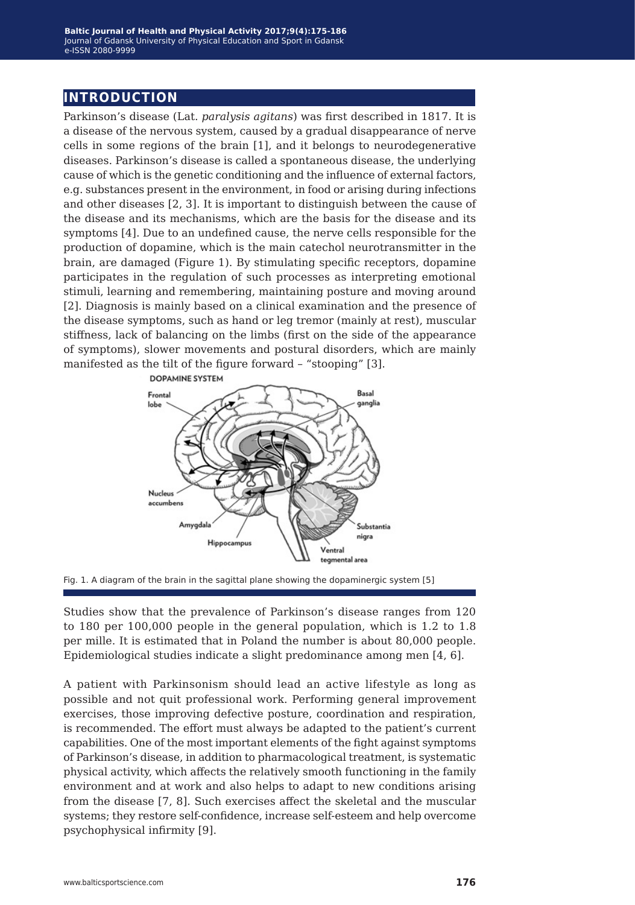## INTRODUCTION

Parkinson's disease (Lat. *paralysis agitans*) was first described in 1817. It is a disease of the nervous system, caused by a gradual disappearance of nerve cells in some regions of the brain [1], and it belongs to neurodegenerative diseases. Parkinson's disease is called a spontaneous disease, the underlying cause of which is the genetic conditioning and the influence of external factors, e.g. substances present in the environment, in food or arising during infections and other diseases [2, 3]. It is important to distinguish between the cause of the disease and its mechanisms, which are the basis for the disease and its symptoms [4]. Due to an undefined cause, the nerve cells responsible for the production of dopamine, which is the main catechol neurotransmitter in the brain, are damaged (Figure 1). By stimulating specific receptors, dopamine participates in the regulation of such processes as interpreting emotional stimuli, learning and remembering, maintaining posture and moving around [2]. Diagnosis is mainly based on a clinical examination and the presence of the disease symptoms, such as hand or leg tremor (mainly at rest), muscular stiffness, lack of balancing on the limbs (first on the side of the appearance of symptoms), slower movements and postural disorders, which are mainly manifested as the tilt of the figure forward – "stooping" [3].

Fig. 1. A diagram of the brain in the sagittal plane showing the dopaminergic system [5]

Studies show that the prevalence of Parkinson's disease ranges from 120 to 180 per 100,000 people in the general population, which is 1.2 to 1.8 per mille. It is estimated that in Poland the number is about 80,000 people. Epidemiological studies indicate a slight predominance among men [4, 6].

A patient with Parkinsonism should lead an active lifestyle as long as possible and not quit professional work. Performing general improvement exercises, those improving defective posture, coordination and respiration, is recommended. The effort must always be adapted to the patient's current capabilities. One of the most important elements of the fight against symptoms of Parkinson's disease, in addition to pharmacological treatment, is systematic physical activity, which affects the relatively smooth functioning in the family environment and at work and also helps to adapt to new conditions arising from the disease [7, 8]. Such exercises affect the skeletal and the muscular systems; they restore self-confidence, increase self-esteem and help overcome psychophysical infirmity [9].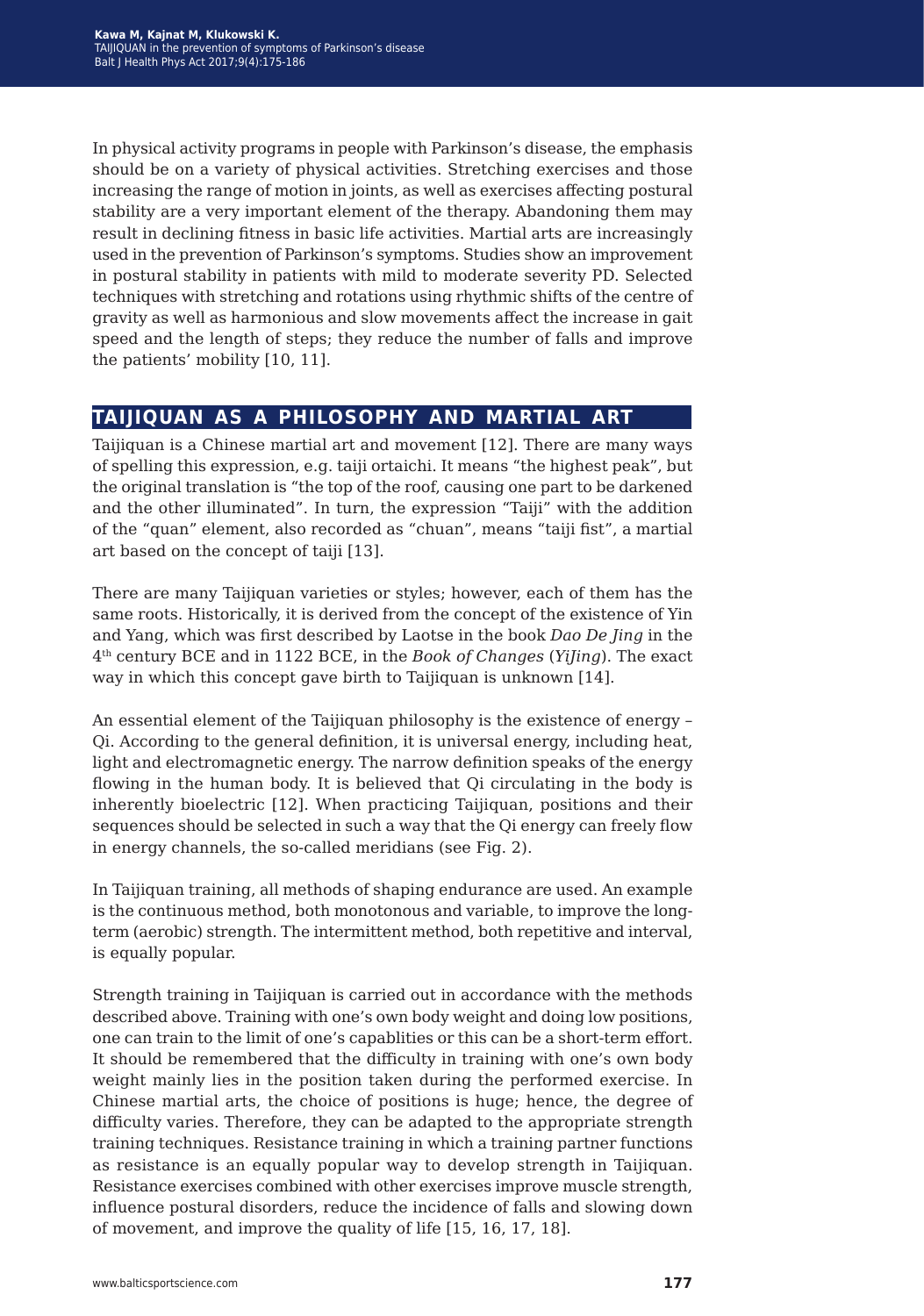In physical activity programs in people with Parkinson's disease, the emphasis should be on a variety of physical activities. Stretching exercises and those increasing the range of motion in joints, as well as exercises affecting postural stability are a very important element of the therapy. Abandoning them may result in declining fitness in basic life activities. Martial arts are increasingly used in the prevention of Parkinson's symptoms. Studies show an improvement in postural stability in patients with mild to moderate severity PD. Selected techniques with stretching and rotations using rhythmic shifts of the centre of gravity as well as harmonious and slow movements affect the increase in gait speed and the length of steps; they reduce the number of falls and improve the patients' mobility [10, 11].

## TAIJIQUAN AS A PHILOSOPHY AND MARTIAL ART

Taijiquan is a Chinese martial art and movement [12]. There are many ways of spelling this expression, e.g. taiji ortaichi. It means "the highest peak", but the original translation is "the top of the roof, causing one part to be darkened and the other illuminated". In turn, the expression "Taiji" with the addition of the "quan" element, also recorded as "chuan", means "taiji fist", a martial art based on the concept of taiji [13].

There are many Taijiquan varieties or styles; however, each of them has the same roots. Historically, it is derived from the concept of the existence of Yin and Yang, which was first described by Laotse in the book *Dao De Jing* in the 4th century BCE and in 1122 BCE, in the *Book of Changes* (*YiJing*). The exact way in which this concept gave birth to Taijiquan is unknown [14].

An essential element of the Taijiquan philosophy is the existence of energy – Qi. According to the general definition, it is universal energy, including heat, light and electromagnetic energy. The narrow definition speaks of the energy flowing in the human body. It is believed that Qi circulating in the body is inherently bioelectric [12]. When practicing Taijiquan, positions and their sequences should be selected in such a way that the Qi energy can freely flow in energy channels, the so-called meridians (see Fig. 2).

In Taijiquan training, all methods of shaping endurance are used. An example is the continuous method, both monotonous and variable, to improve the long-term (aerobic) strength. The intermittent method, both repetitive and interval, is equally popular.

Strength training in Taijiquan is carried out in accordance with the methods described above. Training with one's own body weight and doing low positions, one can train to the limit of one's capablities or this can be a short-term effort. It should be remembered that the difficulty in training with one's own body weight mainly lies in the position taken during the performed exercise. In Chinese martial arts, the choice of positions is huge; hence, the degree of difficulty varies. Therefore, they can be adapted to the appropriate strength training techniques. Resistance training in which a training partner functions as resistance is an equally popular way to develop strength in Taijiquan. Resistance exercises combined with other exercises improve muscle strength, influence postural disorders, reduce the incidence of falls and slowing down of movement, and improve the quality of life [15, 16, 17, 18].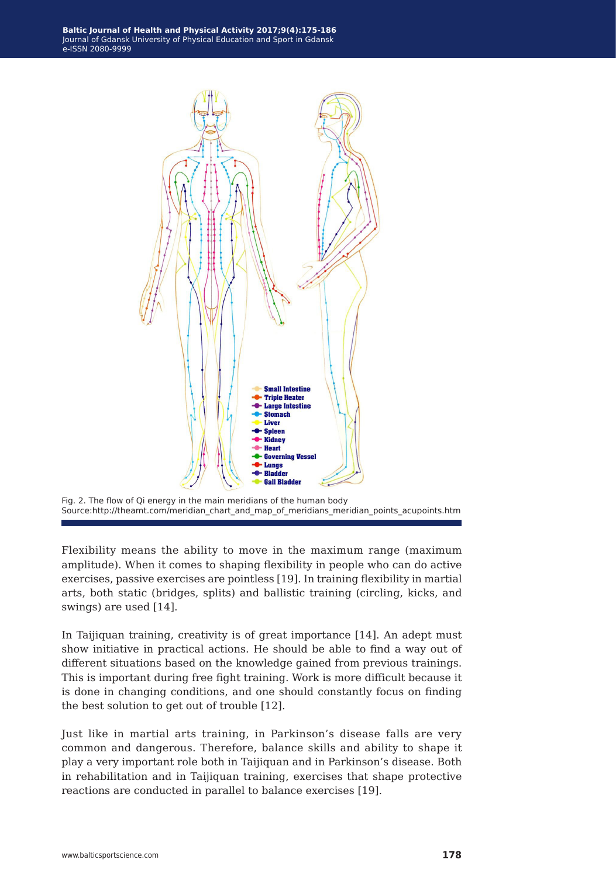Fig. 2. The flow of Qi energy in the main meridians of the human body
Source:http://theamt.com/meridian_chart_and_map_of_meridians_meridian_points_acupoints.htm

Flexibility means the ability to move in the maximum range (maximum amplitude). When it comes to shaping flexibility in people who can do active exercises, passive exercises are pointless [19]. In training flexibility in martial arts, both static (bridges, splits) and ballistic training (circling, kicks, and swings) are used [14].

In Taijiquan training, creativity is of great importance [14]. An adept must show initiative in practical actions. He should be able to find a way out of different situations based on the knowledge gained from previous trainings. This is important during free fight training. Work is more difficult because it is done in changing conditions, and one should constantly focus on finding the best solution to get out of trouble [12].

Just like in martial arts training, in Parkinson's disease falls are very common and dangerous. Therefore, balance skills and ability to shape it play a very important role both in Taijiquan and in Parkinson's disease. Both in rehabilitation and in Taijiquan training, exercises that shape protective reactions are conducted in parallel to balance exercises [19].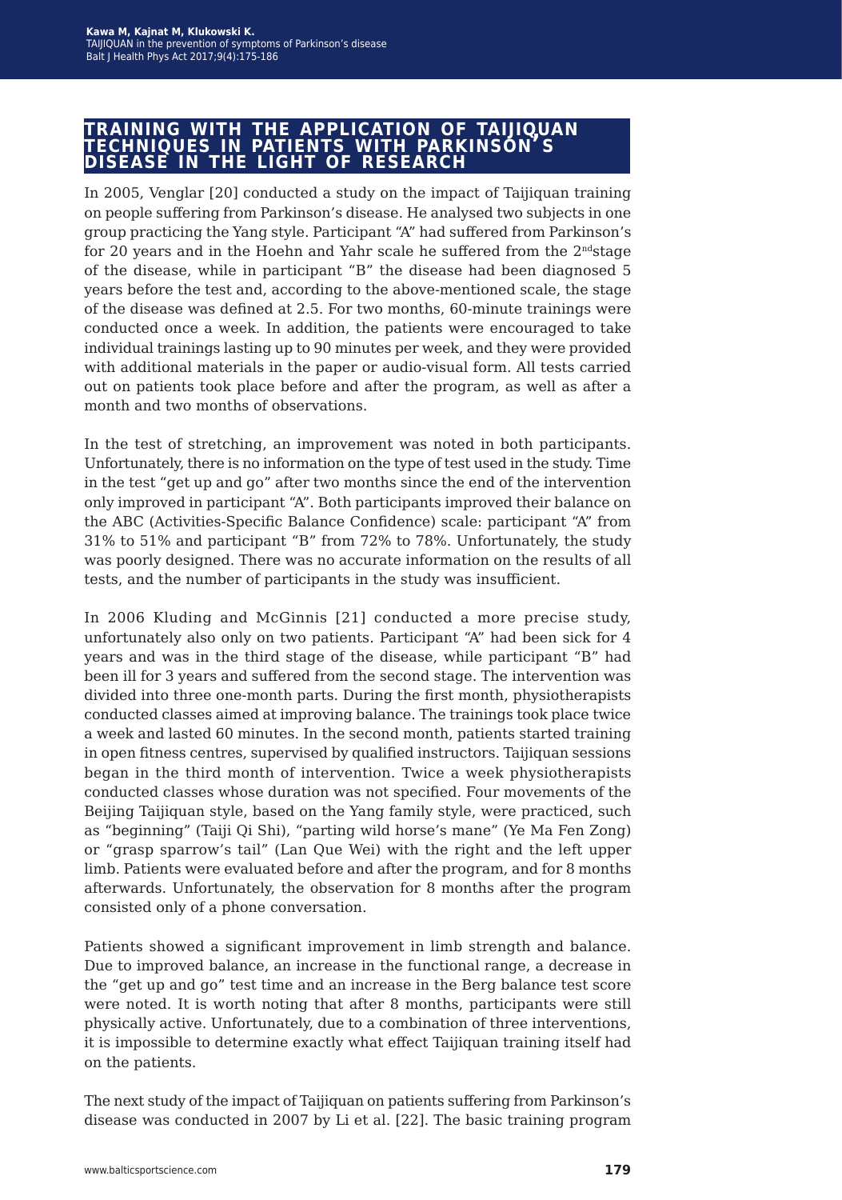## TRAINING WITH THE APPLICATION OF TAIJIQUAN TECHNIQUES IN PATIENTS WITH PARKINSON'S DISEASE IN THE LIGHT OF RESEARCH

In 2005, Venglar [20] conducted a study on the impact of Taijiquan training on people suffering from Parkinson's disease. He analysed two subjects in one group practicing the Yang style. Participant "A" had suffered from Parkinson's for 20 years and in the Hoehn and Yahr scale he suffered from the 2nd stage of the disease, while in participant "B" the disease had been diagnosed 5 years before the test and, according to the above-mentioned scale, the stage of the disease was defined at 2.5. For two months, 60-minute trainings were conducted once a week. In addition, the patients were encouraged to take individual trainings lasting up to 90 minutes per week, and they were provided with additional materials in the paper or audio-visual form. All tests carried out on patients took place before and after the program, as well as after a month and two months of observations.

In the test of stretching, an improvement was noted in both participants. Unfortunately, there is no information on the type of test used in the study. Time in the test "get up and go" after two months since the end of the intervention only improved in participant "A". Both participants improved their balance on the ABC (Activities-Specific Balance Confidence) scale: participant "A" from 31% to 51% and participant "B" from 72% to 78%. Unfortunately, the study was poorly designed. There was no accurate information on the results of all tests, and the number of participants in the study was insufficient.

In 2006 Kluding and McGinnis [21] conducted a more precise study, unfortunately also only on two patients. Participant "A" had been sick for 4 years and was in the third stage of the disease, while participant "B" had been ill for 3 years and suffered from the second stage. The intervention was divided into three one-month parts. During the first month, physiotherapists conducted classes aimed at improving balance. The trainings took place twice a week and lasted 60 minutes. In the second month, patients started training in open fitness centres, supervised by qualified instructors. Taijiquan sessions began in the third month of intervention. Twice a week physiotherapists conducted classes whose duration was not specified. Four movements of the Beijing Taijiquan style, based on the Yang family style, were practiced, such as "beginning" (Taiji Qi Shi), "parting wild horse's mane" (Ye Ma Fen Zong) or "grasp sparrow's tail" (Lan Que Wei) with the right and the left upper limb. Patients were evaluated before and after the program, and for 8 months afterwards. Unfortunately, the observation for 8 months after the program consisted only of a phone conversation.

Patients showed a significant improvement in limb strength and balance. Due to improved balance, an increase in the functional range, a decrease in the "get up and go" test time and an increase in the Berg balance test score were noted. It is worth noting that after 8 months, participants were still physically active. Unfortunately, due to a combination of three interventions, it is impossible to determine exactly what effect Taijiquan training itself had on the patients.

The next study of the impact of Taijiquan on patients suffering from Parkinson's disease was conducted in 2007 by Li et al. [22]. The basic training program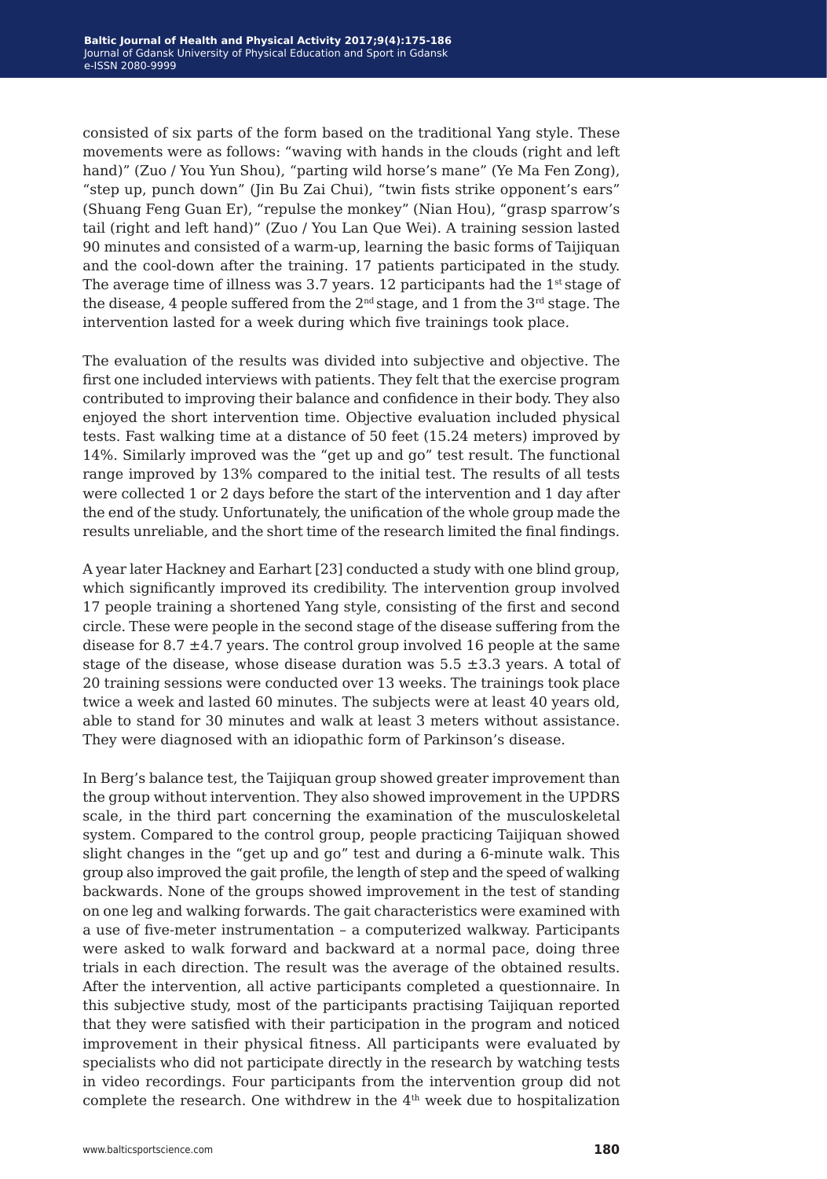consisted of six parts of the form based on the traditional Yang style. These movements were as follows: "waving with hands in the clouds (right and left hand)" (Zuo / You Yun Shou), "parting wild horse's mane" (Ye Ma Fen Zong), "step up, punch down" (Jin Bu Zai Chui), "twin fists strike opponent's ears" (Shuang Feng Guan Er), "repulse the monkey" (Nian Hou), "grasp sparrow's tail (right and left hand)" (Zuo / You Lan Que Wei). A training session lasted 90 minutes and consisted of a warm-up, learning the basic forms of Taijiquan and the cool-down after the training. 17 patients participated in the study. The average time of illness was 3.7 years. 12 participants had the 1st stage of the disease, 4 people suffered from the 2nd stage, and 1 from the 3rd stage. The intervention lasted for a week during which five trainings took place.

The evaluation of the results was divided into subjective and objective. The first one included interviews with patients. They felt that the exercise program contributed to improving their balance and confidence in their body. They also enjoyed the short intervention time. Objective evaluation included physical tests. Fast walking time at a distance of 50 feet (15.24 meters) improved by 14%. Similarly improved was the "get up and go" test result. The functional range improved by 13% compared to the initial test. The results of all tests were collected 1 or 2 days before the start of the intervention and 1 day after the end of the study. Unfortunately, the unification of the whole group made the results unreliable, and the short time of the research limited the final findings.

A year later Hackney and Earhart [23] conducted a study with one blind group, which significantly improved its credibility. The intervention group involved 17 people training a shortened Yang style, consisting of the first and second circle. These were people in the second stage of the disease suffering from the disease for 8.7 ±4.7 years. The control group involved 16 people at the same stage of the disease, whose disease duration was 5.5 ±3.3 years. A total of 20 training sessions were conducted over 13 weeks. The trainings took place twice a week and lasted 60 minutes. The subjects were at least 40 years old, able to stand for 30 minutes and walk at least 3 meters without assistance. They were diagnosed with an idiopathic form of Parkinson's disease.

In Berg's balance test, the Taijiquan group showed greater improvement than the group without intervention. They also showed improvement in the UPDRS scale, in the third part concerning the examination of the musculoskeletal system. Compared to the control group, people practicing Taijiquan showed slight changes in the "get up and go" test and during a 6-minute walk. This group also improved the gait profile, the length of step and the speed of walking backwards. None of the groups showed improvement in the test of standing on one leg and walking forwards. The gait characteristics were examined with a use of five-meter instrumentation – a computerized walkway. Participants were asked to walk forward and backward at a normal pace, doing three trials in each direction. The result was the average of the obtained results. After the intervention, all active participants completed a questionnaire. In this subjective study, most of the participants practising Taijiquan reported that they were satisfied with their participation in the program and noticed improvement in their physical fitness. All participants were evaluated by specialists who did not participate directly in the research by watching tests in video recordings. Four participants from the intervention group did not complete the research. One withdrew in the 4th week due to hospitalization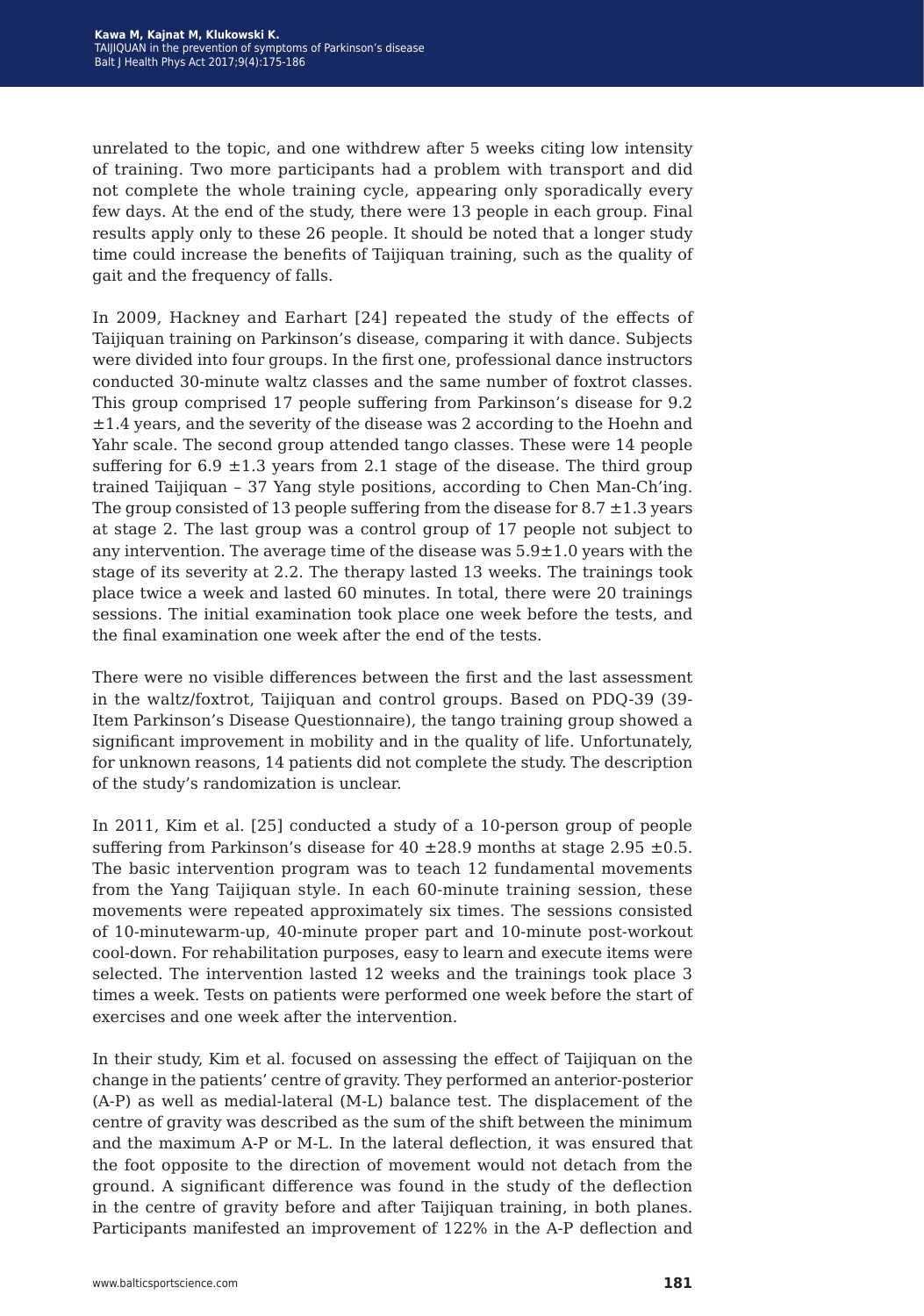unrelated to the topic, and one withdrew after 5 weeks citing low intensity of training. Two more participants had a problem with transport and did not complete the whole training cycle, appearing only sporadically every few days. At the end of the study, there were 13 people in each group. Final results apply only to these 26 people. It should be noted that a longer study time could increase the benefits of Taijiquan training, such as the quality of gait and the frequency of falls.

In 2009, Hackney and Earhart [24] repeated the study of the effects of Taijiquan training on Parkinson's disease, comparing it with dance. Subjects were divided into four groups. In the first one, professional dance instructors conducted 30-minute waltz classes and the same number of foxtrot classes. This group comprised 17 people suffering from Parkinson's disease for 9.2 ±1.4 years, and the severity of the disease was 2 according to the Hoehn and Yahr scale. The second group attended tango classes. These were 14 people suffering for 6.9 ±1.3 years from 2.1 stage of the disease. The third group trained Taijiquan – 37 Yang style positions, according to Chen Man-Ch'ing. The group consisted of 13 people suffering from the disease for 8.7 ±1.3 years at stage 2. The last group was a control group of 17 people not subject to any intervention. The average time of the disease was 5.9±1.0 years with the stage of its severity at 2.2. The therapy lasted 13 weeks. The trainings took place twice a week and lasted 60 minutes. In total, there were 20 trainings sessions. The initial examination took place one week before the tests, and the final examination one week after the end of the tests.

There were no visible differences between the first and the last assessment in the waltz/foxtrot, Taijiquan and control groups. Based on PDQ-39 (39-Item Parkinson's Disease Questionnaire), the tango training group showed a significant improvement in mobility and in the quality of life. Unfortunately, for unknown reasons, 14 patients did not complete the study. The description of the study's randomization is unclear.

In 2011, Kim et al. [25] conducted a study of a 10-person group of people suffering from Parkinson's disease for 40 ±28.9 months at stage 2.95 ±0.5. The basic intervention program was to teach 12 fundamental movements from the Yang Taijiquan style. In each 60-minute training session, these movements were repeated approximately six times. The sessions consisted of 10-minutewarm-up, 40-minute proper part and 10-minute post-workout cool-down. For rehabilitation purposes, easy to learn and execute items were selected. The intervention lasted 12 weeks and the trainings took place 3 times a week. Tests on patients were performed one week before the start of exercises and one week after the intervention.

In their study, Kim et al. focused on assessing the effect of Taijiquan on the change in the patients' centre of gravity. They performed an anterior-posterior (A-P) as well as medial-lateral (M-L) balance test. The displacement of the centre of gravity was described as the sum of the shift between the minimum and the maximum A-P or M-L. In the lateral deflection, it was ensured that the foot opposite to the direction of movement would not detach from the ground. A significant difference was found in the study of the deflection in the centre of gravity before and after Taijiquan training, in both planes. Participants manifested an improvement of 122% in the A-P deflection and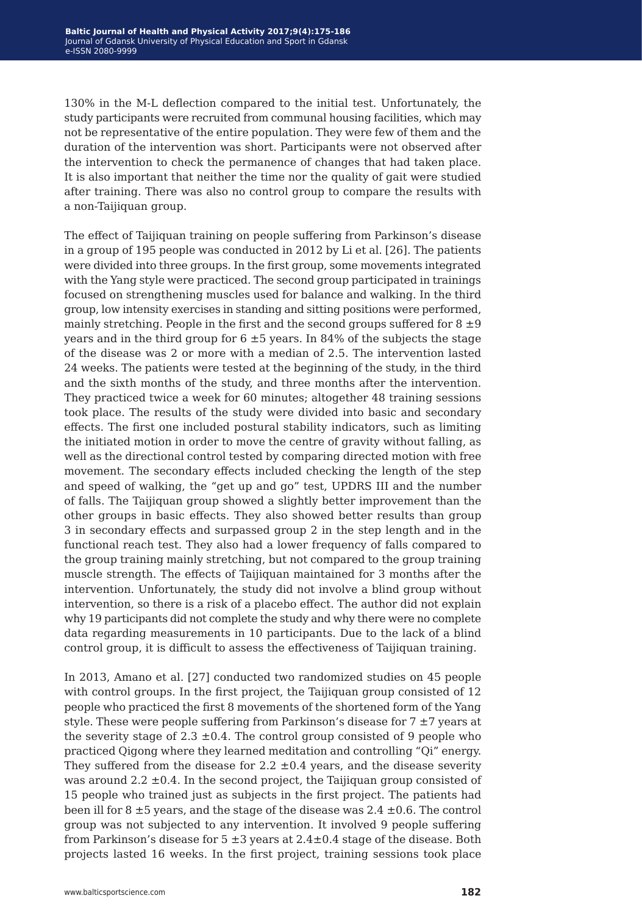130% in the M-L deflection compared to the initial test. Unfortunately, the study participants were recruited from communal housing facilities, which may not be representative of the entire population. They were few of them and the duration of the intervention was short. Participants were not observed after the intervention to check the permanence of changes that had taken place. It is also important that neither the time nor the quality of gait were studied after training. There was also no control group to compare the results with a non-Taijiquan group.

The effect of Taijiquan training on people suffering from Parkinson's disease in a group of 195 people was conducted in 2012 by Li et al. [26]. The patients were divided into three groups. In the first group, some movements integrated with the Yang style were practiced. The second group participated in trainings focused on strengthening muscles used for balance and walking. In the third group, low intensity exercises in standing and sitting positions were performed, mainly stretching. People in the first and the second groups suffered for 8 ±9 years and in the third group for 6 ±5 years. In 84% of the subjects the stage of the disease was 2 or more with a median of 2.5. The intervention lasted 24 weeks. The patients were tested at the beginning of the study, in the third and the sixth months of the study, and three months after the intervention. They practiced twice a week for 60 minutes; altogether 48 training sessions took place. The results of the study were divided into basic and secondary effects. The first one included postural stability indicators, such as limiting the initiated motion in order to move the centre of gravity without falling, as well as the directional control tested by comparing directed motion with free movement. The secondary effects included checking the length of the step and speed of walking, the "get up and go" test, UPDRS III and the number of falls. The Taijiquan group showed a slightly better improvement than the other groups in basic effects. They also showed better results than group 3 in secondary effects and surpassed group 2 in the step length and in the functional reach test. They also had a lower frequency of falls compared to the group training mainly stretching, but not compared to the group training muscle strength. The effects of Taijiquan maintained for 3 months after the intervention. Unfortunately, the study did not involve a blind group without intervention, so there is a risk of a placebo effect. The author did not explain why 19 participants did not complete the study and why there were no complete data regarding measurements in 10 participants. Due to the lack of a blind control group, it is difficult to assess the effectiveness of Taijiquan training.

In 2013, Amano et al. [27] conducted two randomized studies on 45 people with control groups. In the first project, the Taijiquan group consisted of 12 people who practiced the first 8 movements of the shortened form of the Yang style. These were people suffering from Parkinson's disease for 7 ±7 years at the severity stage of 2.3 ±0.4. The control group consisted of 9 people who practiced Qigong where they learned meditation and controlling "Qi" energy. They suffered from the disease for 2.2 ±0.4 years, and the disease severity was around 2.2 ±0.4. In the second project, the Taijiquan group consisted of 15 people who trained just as subjects in the first project. The patients had been ill for 8 ±5 years, and the stage of the disease was 2.4 ±0.6. The control group was not subjected to any intervention. It involved 9 people suffering from Parkinson's disease for 5 ±3 years at 2.4±0.4 stage of the disease. Both projects lasted 16 weeks. In the first project, training sessions took place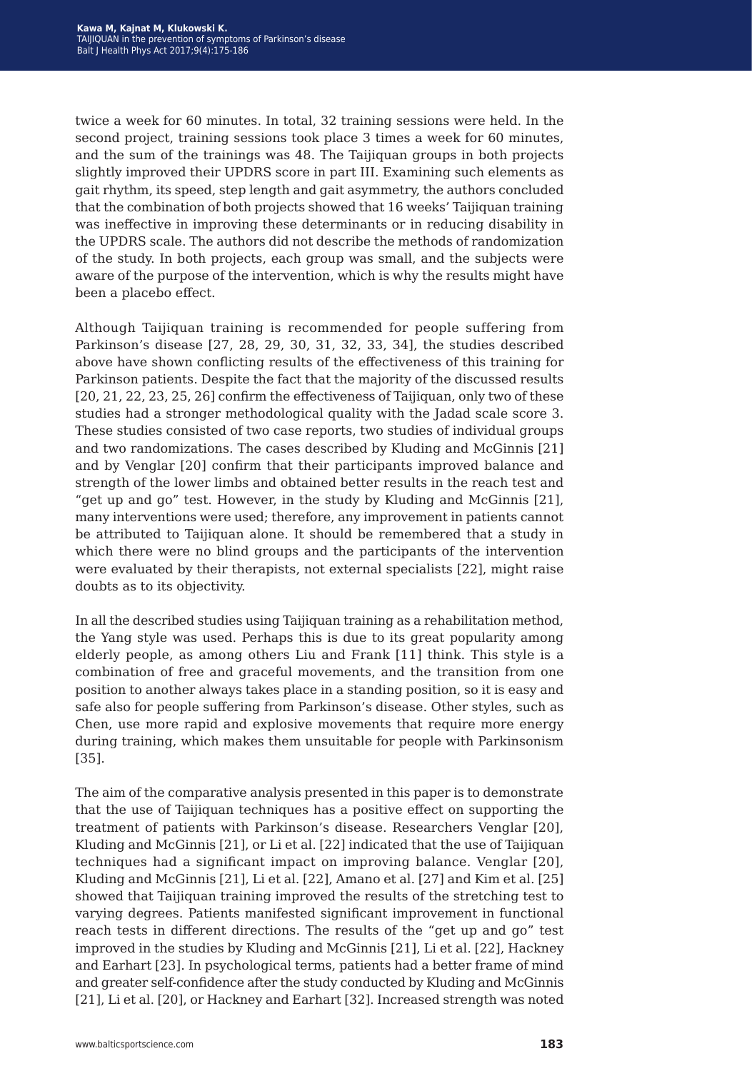twice a week for 60 minutes. In total, 32 training sessions were held. In the second project, training sessions took place 3 times a week for 60 minutes, and the sum of the trainings was 48. The Taijiquan groups in both projects slightly improved their UPDRS score in part III. Examining such elements as gait rhythm, its speed, step length and gait asymmetry, the authors concluded that the combination of both projects showed that 16 weeks' Taijiquan training was ineffective in improving these determinants or in reducing disability in the UPDRS scale. The authors did not describe the methods of randomization of the study. In both projects, each group was small, and the subjects were aware of the purpose of the intervention, which is why the results might have been a placebo effect.

Although Taijiquan training is recommended for people suffering from Parkinson's disease [27, 28, 29, 30, 31, 32, 33, 34], the studies described above have shown conflicting results of the effectiveness of this training for Parkinson patients. Despite the fact that the majority of the discussed results [20, 21, 22, 23, 25, 26] confirm the effectiveness of Taijiquan, only two of these studies had a stronger methodological quality with the Jadad scale score 3. These studies consisted of two case reports, two studies of individual groups and two randomizations. The cases described by Kluding and McGinnis [21] and by Venglar [20] confirm that their participants improved balance and strength of the lower limbs and obtained better results in the reach test and "get up and go" test. However, in the study by Kluding and McGinnis [21], many interventions were used; therefore, any improvement in patients cannot be attributed to Taijiquan alone. It should be remembered that a study in which there were no blind groups and the participants of the intervention were evaluated by their therapists, not external specialists [22], might raise doubts as to its objectivity.

In all the described studies using Taijiquan training as a rehabilitation method, the Yang style was used. Perhaps this is due to its great popularity among elderly people, as among others Liu and Frank [11] think. This style is a combination of free and graceful movements, and the transition from one position to another always takes place in a standing position, so it is easy and safe also for people suffering from Parkinson's disease. Other styles, such as Chen, use more rapid and explosive movements that require more energy during training, which makes them unsuitable for people with Parkinsonism [35].

The aim of the comparative analysis presented in this paper is to demonstrate that the use of Taijiquan techniques has a positive effect on supporting the treatment of patients with Parkinson's disease. Researchers Venglar [20], Kluding and McGinnis [21], or Li et al. [22] indicated that the use of Taijiquan techniques had a significant impact on improving balance. Venglar [20], Kluding and McGinnis [21], Li et al. [22], Amano et al. [27] and Kim et al. [25] showed that Taijiquan training improved the results of the stretching test to varying degrees. Patients manifested significant improvement in functional reach tests in different directions. The results of the "get up and go" test improved in the studies by Kluding and McGinnis [21], Li et al. [22], Hackney and Earhart [23]. In psychological terms, patients had a better frame of mind and greater self-confidence after the study conducted by Kluding and McGinnis [21], Li et al. [20], or Hackney and Earhart [32]. Increased strength was noted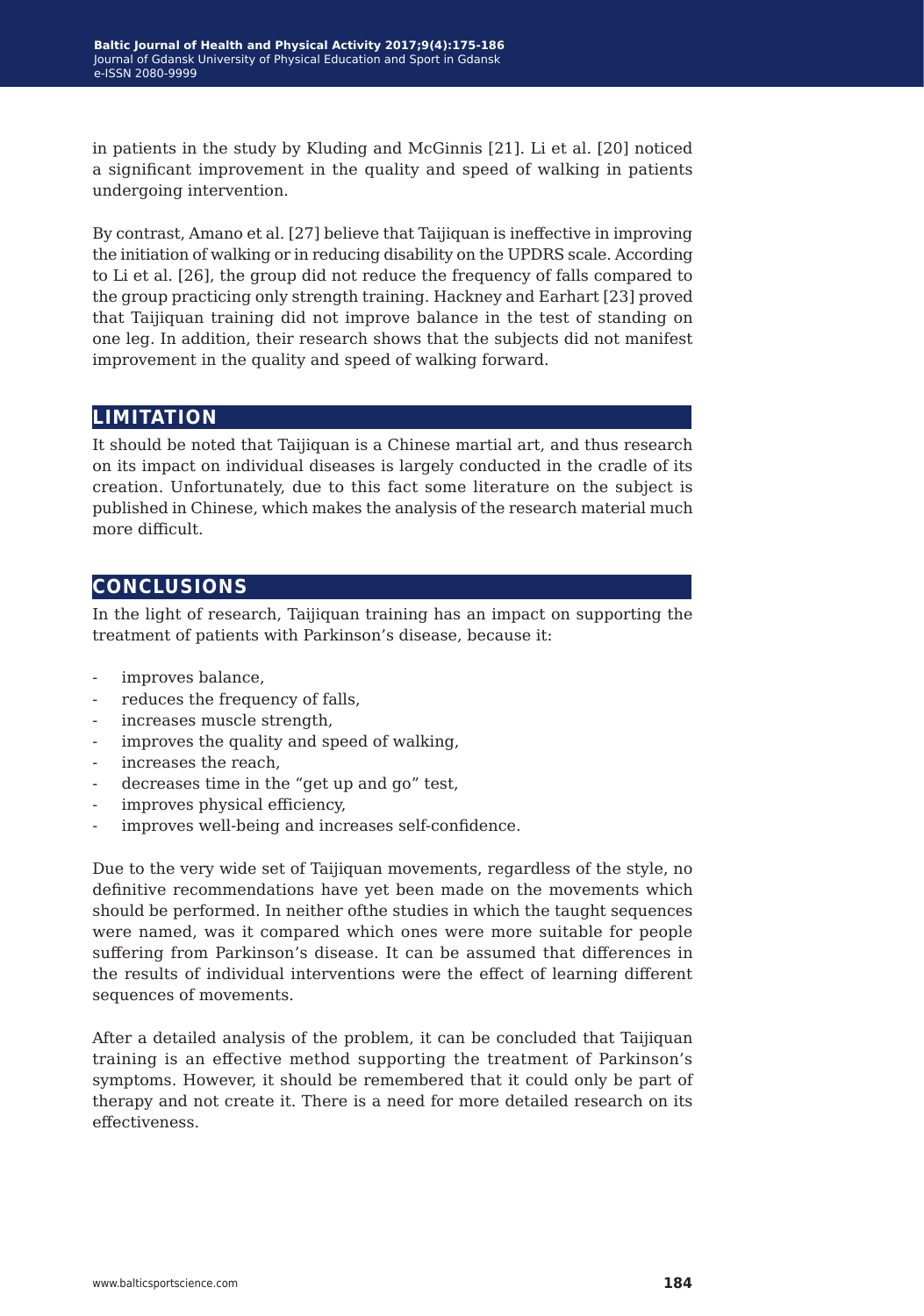in patients in the study by Kluding and McGinnis [21]. Li et al. [20] noticed a significant improvement in the quality and speed of walking in patients undergoing intervention.

By contrast, Amano et al. [27] believe that Taijiquan is ineffective in improving the initiation of walking or in reducing disability on the UPDRS scale. According to Li et al. [26], the group did not reduce the frequency of falls compared to the group practicing only strength training. Hackney and Earhart [23] proved that Taijiquan training did not improve balance in the test of standing on one leg. In addition, their research shows that the subjects did not manifest improvement in the quality and speed of walking forward.

## LIMITATION

It should be noted that Taijiquan is a Chinese martial art, and thus research on its impact on individual diseases is largely conducted in the cradle of its creation. Unfortunately, due to this fact some literature on the subject is published in Chinese, which makes the analysis of the research material much more difficult.

## CONCLUSIONS

In the light of research, Taijiquan training has an impact on supporting the treatment of patients with Parkinson's disease, because it:

- improves balance,
- reduces the frequency of falls,
- increases muscle strength,
- improves the quality and speed of walking,
- increases the reach,
- decreases time in the "get up and go" test,
- improves physical efficiency,
- improves well-being and increases self-confidence.

Due to the very wide set of Taijiquan movements, regardless of the style, no definitive recommendations have yet been made on the movements which should be performed. In neither ofthe studies in which the taught sequences were named, was it compared which ones were more suitable for people suffering from Parkinson's disease. It can be assumed that differences in the results of individual interventions were the effect of learning different sequences of movements.

After a detailed analysis of the problem, it can be concluded that Taijiquan training is an effective method supporting the treatment of Parkinson's symptoms. However, it should be remembered that it could only be part of therapy and not create it. There is a need for more detailed research on its effectiveness.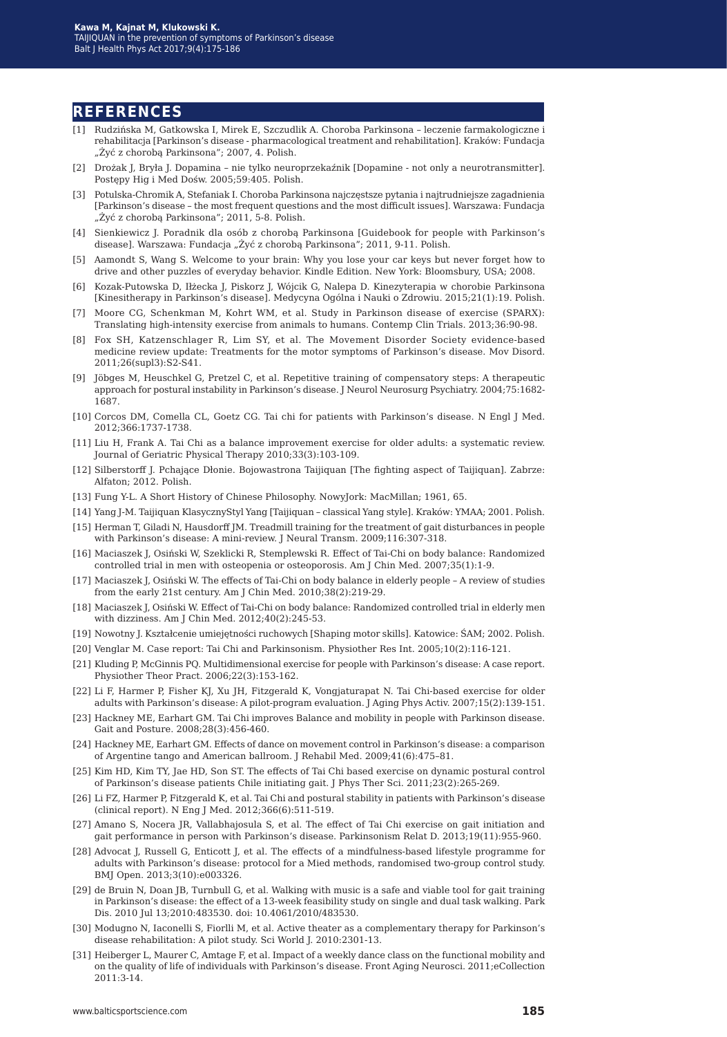## REFERENCES

[1] Rudzińska M, Gatkowska I, Mirek E, Szczudlik A. Choroba Parkinsona – leczenie farmakologiczne i rehabilitacja [Parkinson's disease - pharmacological treatment and rehabilitation]. Kraków: Fundacja „Żyć z chorobą Parkinsona"; 2007, 4. Polish.

[2] Drożak J, Bryła J. Dopamina – nie tylko neuroprzekaźnik [Dopamine - not only a neurotransmitter]. Postępy Hig i Med Dośw. 2005;59:405. Polish.

[3] Potulska-Chromik A, Stefaniak I. Choroba Parkinsona najczęstsze pytania i najtrudniejsze zagadnienia [Parkinson's disease – the most frequent questions and the most difficult issues]. Warszawa: Fundacja „Żyć z chorobą Parkinsona"; 2011, 5-8. Polish.

[4] Sienkiewicz J. Poradnik dla osób z chorobą Parkinsona [Guidebook for people with Parkinson's disease]. Warszawa: Fundacja „Żyć z chorobą Parkinsona"; 2011, 9-11. Polish.

[5] Aamondt S, Wang S. Welcome to your brain: Why you lose your car keys but never forget how to drive and other puzzles of everyday behavior. Kindle Edition. New York: Bloomsbury, USA; 2008.

[6] Kozak-Putowska D, Iłżecka J, Piskorz J, Wójcik G, Nalepa D. Kinezyterapia w chorobie Parkinsona [Kinesitherapy in Parkinson's disease]. Medycyna Ogólna i Nauki o Zdrowiu. 2015;21(1):19. Polish.

[7] Moore CG, Schenkman M, Kohrt WM, et al. Study in Parkinson disease of exercise (SPARX): Translating high-intensity exercise from animals to humans. Contemp Clin Trials. 2013;36:90-98.

[8] Fox SH, Katzenschlager R, Lim SY, et al. The Movement Disorder Society evidence-based medicine review update: Treatments for the motor symptoms of Parkinson's disease. Mov Disord. 2011;26(supl3):S2-S41.

[9] Jöbges M, Heuschkel G, Pretzel C, et al. Repetitive training of compensatory steps: A therapeutic approach for postural instability in Parkinson's disease. J Neurol Neurosurg Psychiatry. 2004;75:1682-1687.

[10] Corcos DM, Comella CL, Goetz CG. Tai chi for patients with Parkinson's disease. N Engl J Med. 2012;366:1737-1738.

[11] Liu H, Frank A. Tai Chi as a balance improvement exercise for older adults: a systematic review. Journal of Geriatric Physical Therapy 2010;33(3):103-109.

[12] Silberstorff J. Pchające Dłonie. Bojowastrona Taijiquan [The fighting aspect of Taijiquan]. Zabrze: Alfaton; 2012. Polish.

[13] Fung Y-L. A Short History of Chinese Philosophy. NowyJork: MacMillan; 1961, 65.

[14] Yang J-M. Taijiquan KlasycznyStyl Yang [Taijiquan – classical Yang style]. Kraków: YMAA; 2001. Polish.

[15] Herman T, Giladi N, Hausdorff JM. Treadmill training for the treatment of gait disturbances in people with Parkinson's disease: A mini-review. J Neural Transm. 2009;116:307-318.

[16] Maciaszek J, Osiński W, Szeklicki R, Stemplewski R. Effect of Tai-Chi on body balance: Randomized controlled trial in men with osteopenia or osteoporosis. Am J Chin Med. 2007;35(1):1-9.

[17] Maciaszek J, Osiński W. The effects of Tai-Chi on body balance in elderly people – A review of studies from the early 21st century. Am J Chin Med. 2010;38(2):219-29.

[18] Maciaszek J, Osiński W. Effect of Tai-Chi on body balance: Randomized controlled trial in elderly men with dizziness. Am J Chin Med. 2012;40(2):245-53.

[19] Nowotny J. Kształcenie umiejętności ruchowych [Shaping motor skills]. Katowice: ŚAM; 2002. Polish.

[20] Venglar M. Case report: Tai Chi and Parkinsonism. Physiother Res Int. 2005;10(2):116-121.

[21] Kluding P, McGinnis PQ. Multidimensional exercise for people with Parkinson's disease: A case report. Physiother Theor Pract. 2006;22(3):153-162.

[22] Li F, Harmer P, Fisher KJ, Xu JH, Fitzgerald K, Vongjaturapat N. Tai Chi-based exercise for older adults with Parkinson's disease: A pilot-program evaluation. J Aging Phys Activ. 2007;15(2):139-151.

[23] Hackney ME, Earhart GM. Tai Chi improves Balance and mobility in people with Parkinson disease. Gait and Posture. 2008;28(3):456-460.

[24] Hackney ME, Earhart GM. Effects of dance on movement control in Parkinson's disease: a comparison of Argentine tango and American ballroom. J Rehabil Med. 2009;41(6):475–81.

[25] Kim HD, Kim TY, Jae HD, Son ST. The effects of Tai Chi based exercise on dynamic postural control of Parkinson's disease patients Chile initiating gait. J Phys Ther Sci. 2011;23(2):265-269.

[26] Li FZ, Harmer P, Fitzgerald K, et al. Tai Chi and postural stability in patients with Parkinson's disease (clinical report). N Eng J Med. 2012;366(6):511-519.

[27] Amano S, Nocera JR, Vallabhajosula S, et al. The effect of Tai Chi exercise on gait initiation and gait performance in person with Parkinson's disease. Parkinsonism Relat D. 2013;19(11):955-960.

[28] Advocat J, Russell G, Enticott J, et al. The effects of a mindfulness-based lifestyle programme for adults with Parkinson's disease: protocol for a Mied methods, randomised two-group control study. BMJ Open. 2013;3(10):e003326.

[29] de Bruin N, Doan JB, Turnbull G, et al. Walking with music is a safe and viable tool for gait training in Parkinson's disease: the effect of a 13-week feasibility study on single and dual task walking. Park Dis. 2010 Jul 13;2010:483530. doi: 10.4061/2010/483530.

[30] Modugno N, Iaconelli S, Fiorlli M, et al. Active theater as a complementary therapy for Parkinson's disease rehabilitation: A pilot study. Sci World J. 2010:2301-13.

[31] Heiberger L, Maurer C, Amtage F, et al. Impact of a weekly dance class on the functional mobility and on the quality of life of individuals with Parkinson's disease. Front Aging Neurosci. 2011;eCollection 2011:3-14.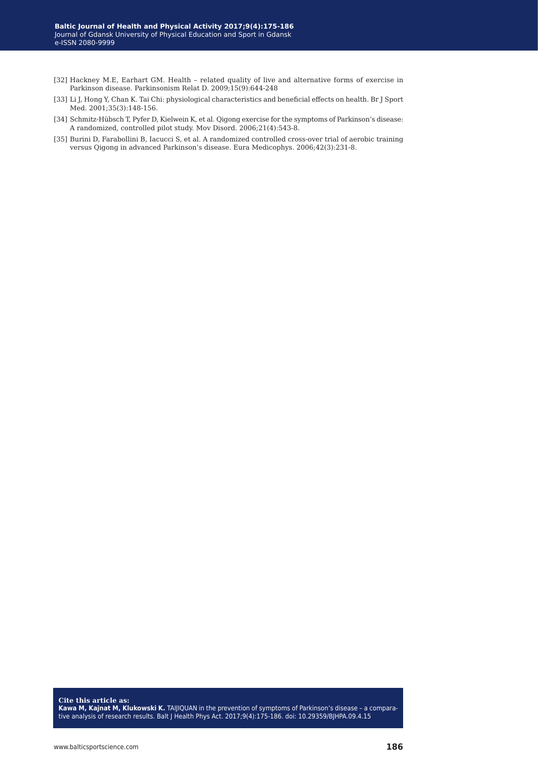[32] Hackney M.E, Earhart GM. Health – related quality of live and alternative forms of exercise in Parkinson disease. Parkinsonism Relat D. 2009;15(9):644-248

[33] Li J, Hong Y, Chan K. Tai Chi: physiological characteristics and beneficial effects on health. Br J Sport Med. 2001;35(3):148-156.

[34] Schmitz-Hübsch T, Pyfer D, Kielwein K, et al. Qigong exercise for the symptoms of Parkinson's disease: A randomized, controlled pilot study. Mov Disord. 2006;21(4):543-8.

[35] Burini D, Farabollini B, Iacucci S, et al. A randomized controlled cross-over trial of aerobic training versus Qigong in advanced Parkinson's disease. Eura Medicophys. 2006;42(3):231-8.

**Cite this article as:**
**Kawa M, Kajnat M, Klukowski K.** TAIJIQUAN in the prevention of symptoms of Parkinson's disease – a comparative analysis of research results. Balt J Health Phys Act. 2017;9(4):175-186. doi: 10.29359/BJHPA.09.4.15